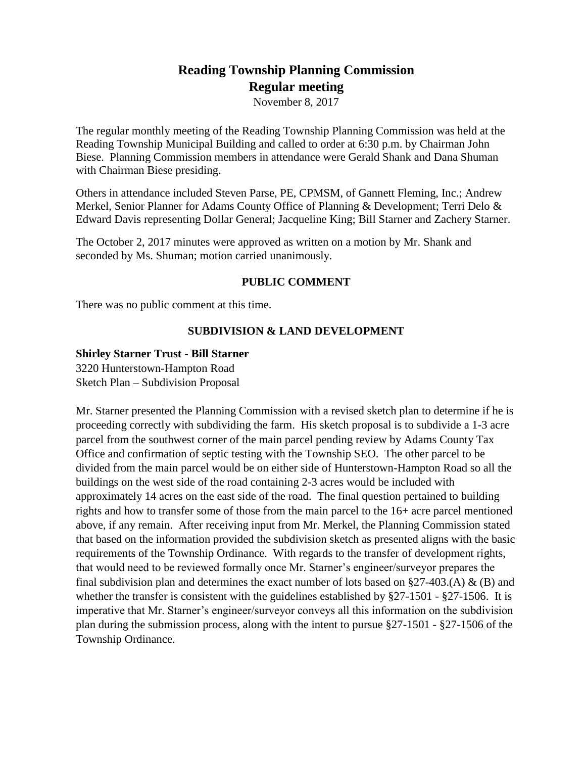# Reading Township Planning Commission
## Regular meeting

November 8, 2017

The regular monthly meeting of the Reading Township Planning Commission was held at the Reading Township Municipal Building and called to order at 6:30 p.m. by Chairman John Biese. Planning Commission members in attendance were Gerald Shank and Dana Shuman with Chairman Biese presiding.

Others in attendance included Steven Parse, PE, CPMSM, of Gannett Fleming, Inc.; Andrew Merkel, Senior Planner for Adams County Office of Planning & Development; Terri Delo & Edward Davis representing Dollar General; Jacqueline King; Bill Starner and Zachery Starner.

The October 2, 2017 minutes were approved as written on a motion by Mr. Shank and seconded by Ms. Shuman; motion carried unanimously.

### PUBLIC COMMENT

There was no public comment at this time.

### SUBDIVISION & LAND DEVELOPMENT

**Shirley Starner Trust - Bill Starner**
3220 Hunterstown-Hampton Road
Sketch Plan – Subdivision Proposal

Mr. Starner presented the Planning Commission with a revised sketch plan to determine if he is proceeding correctly with subdividing the farm. His sketch proposal is to subdivide a 1-3 acre parcel from the southwest corner of the main parcel pending review by Adams County Tax Office and confirmation of septic testing with the Township SEO. The other parcel to be divided from the main parcel would be on either side of Hunterstown-Hampton Road so all the buildings on the west side of the road containing 2-3 acres would be included with approximately 14 acres on the east side of the road. The final question pertained to building rights and how to transfer some of those from the main parcel to the 16+ acre parcel mentioned above, if any remain. After receiving input from Mr. Merkel, the Planning Commission stated that based on the information provided the subdivision sketch as presented aligns with the basic requirements of the Township Ordinance. With regards to the transfer of development rights, that would need to be reviewed formally once Mr. Starner's engineer/surveyor prepares the final subdivision plan and determines the exact number of lots based on §27-403.(A) & (B) and whether the transfer is consistent with the guidelines established by §27-1501 - §27-1506. It is imperative that Mr. Starner's engineer/surveyor conveys all this information on the subdivision plan during the submission process, along with the intent to pursue §27-1501 - §27-1506 of the Township Ordinance.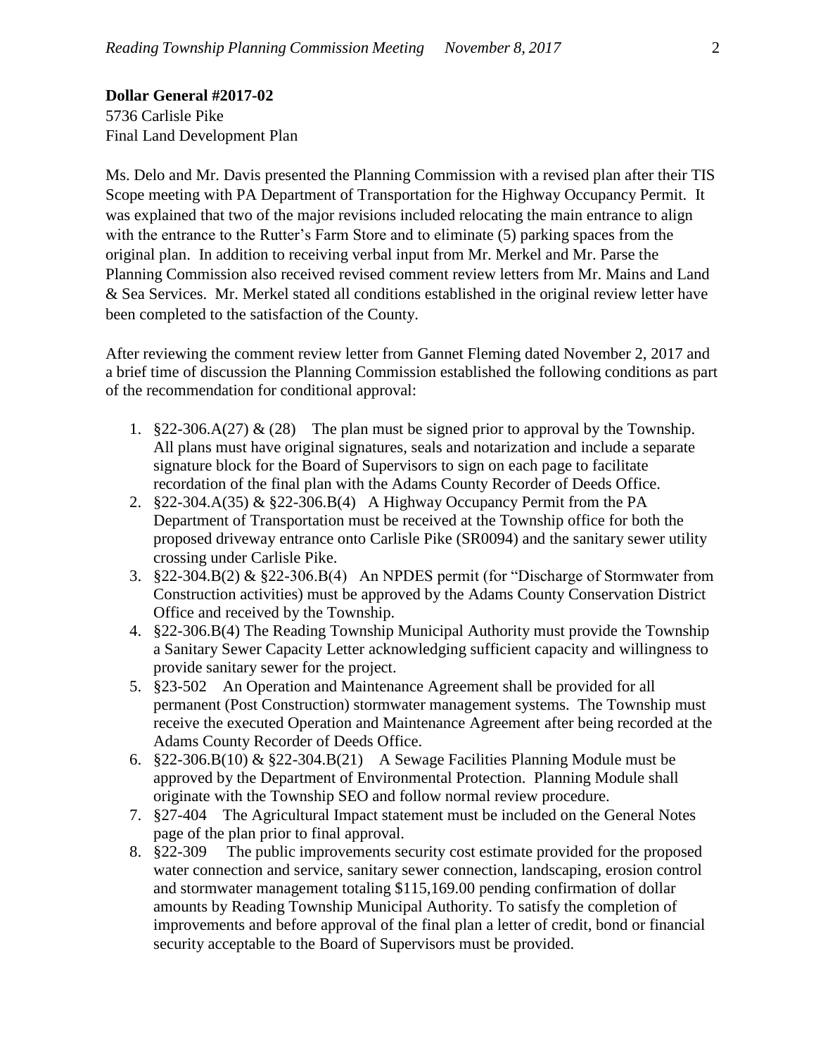**Dollar General #2017-02**
5736 Carlisle Pike
Final Land Development Plan

Ms. Delo and Mr. Davis presented the Planning Commission with a revised plan after their TIS Scope meeting with PA Department of Transportation for the Highway Occupancy Permit. It was explained that two of the major revisions included relocating the main entrance to align with the entrance to the Rutter's Farm Store and to eliminate (5) parking spaces from the original plan. In addition to receiving verbal input from Mr. Merkel and Mr. Parse the Planning Commission also received revised comment review letters from Mr. Mains and Land & Sea Services. Mr. Merkel stated all conditions established in the original review letter have been completed to the satisfaction of the County.

After reviewing the comment review letter from Gannet Fleming dated November 2, 2017 and a brief time of discussion the Planning Commission established the following conditions as part of the recommendation for conditional approval:

1. §22-306.A(27) & (28) The plan must be signed prior to approval by the Township. All plans must have original signatures, seals and notarization and include a separate signature block for the Board of Supervisors to sign on each page to facilitate recordation of the final plan with the Adams County Recorder of Deeds Office.
2. §22-304.A(35) & §22-306.B(4) A Highway Occupancy Permit from the PA Department of Transportation must be received at the Township office for both the proposed driveway entrance onto Carlisle Pike (SR0094) and the sanitary sewer utility crossing under Carlisle Pike.
3. §22-304.B(2) & §22-306.B(4) An NPDES permit (for "Discharge of Stormwater from Construction activities) must be approved by the Adams County Conservation District Office and received by the Township.
4. §22-306.B(4) The Reading Township Municipal Authority must provide the Township a Sanitary Sewer Capacity Letter acknowledging sufficient capacity and willingness to provide sanitary sewer for the project.
5. §23-502 An Operation and Maintenance Agreement shall be provided for all permanent (Post Construction) stormwater management systems. The Township must receive the executed Operation and Maintenance Agreement after being recorded at the Adams County Recorder of Deeds Office.
6. §22-306.B(10) & §22-304.B(21) A Sewage Facilities Planning Module must be approved by the Department of Environmental Protection. Planning Module shall originate with the Township SEO and follow normal review procedure.
7. §27-404 The Agricultural Impact statement must be included on the General Notes page of the plan prior to final approval.
8. §22-309 The public improvements security cost estimate provided for the proposed water connection and service, sanitary sewer connection, landscaping, erosion control and stormwater management totaling $115,169.00 pending confirmation of dollar amounts by Reading Township Municipal Authority. To satisfy the completion of improvements and before approval of the final plan a letter of credit, bond or financial security acceptable to the Board of Supervisors must be provided.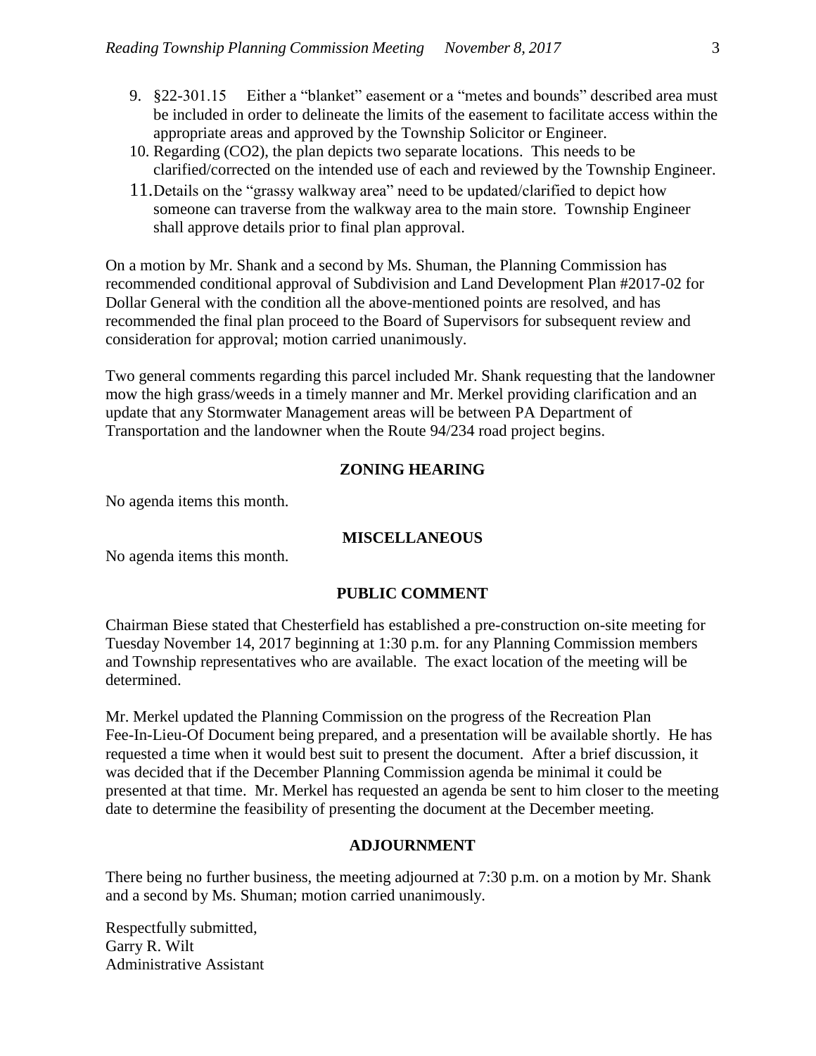9. §22-301.15 Either a "blanket" easement or a "metes and bounds" described area must be included in order to delineate the limits of the easement to facilitate access within the appropriate areas and approved by the Township Solicitor or Engineer.
10. Regarding (CO2), the plan depicts two separate locations. This needs to be clarified/corrected on the intended use of each and reviewed by the Township Engineer.
11. Details on the "grassy walkway area" need to be updated/clarified to depict how someone can traverse from the walkway area to the main store. Township Engineer shall approve details prior to final plan approval.

On a motion by Mr. Shank and a second by Ms. Shuman, the Planning Commission has recommended conditional approval of Subdivision and Land Development Plan #2017-02 for Dollar General with the condition all the above-mentioned points are resolved, and has recommended the final plan proceed to the Board of Supervisors for subsequent review and consideration for approval; motion carried unanimously.

Two general comments regarding this parcel included Mr. Shank requesting that the landowner mow the high grass/weeds in a timely manner and Mr. Merkel providing clarification and an update that any Stormwater Management areas will be between PA Department of Transportation and the landowner when the Route 94/234 road project begins.

## ZONING HEARING

No agenda items this month.

## MISCELLANEOUS

No agenda items this month.

## PUBLIC COMMENT

Chairman Biese stated that Chesterfield has established a pre-construction on-site meeting for Tuesday November 14, 2017 beginning at 1:30 p.m. for any Planning Commission members and Township representatives who are available. The exact location of the meeting will be determined.

Mr. Merkel updated the Planning Commission on the progress of the Recreation Plan Fee-In-Lieu-Of Document being prepared, and a presentation will be available shortly. He has requested a time when it would best suit to present the document. After a brief discussion, it was decided that if the December Planning Commission agenda be minimal it could be presented at that time. Mr. Merkel has requested an agenda be sent to him closer to the meeting date to determine the feasibility of presenting the document at the December meeting.

## ADJOURNMENT

There being no further business, the meeting adjourned at 7:30 p.m. on a motion by Mr. Shank and a second by Ms. Shuman; motion carried unanimously.

Respectfully submitted,
Garry R. Wilt
Administrative Assistant